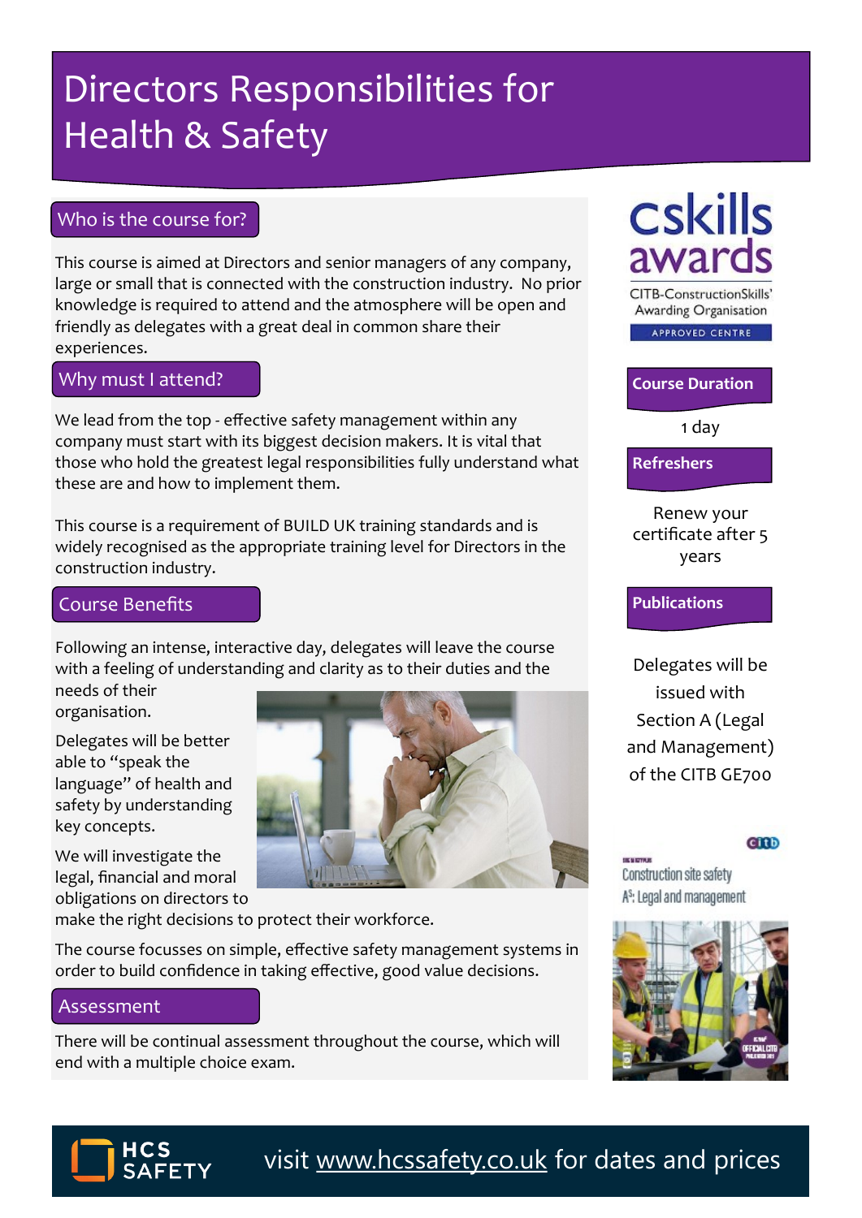# Directors Responsibilities for Health & Safety

## Who is the course for?

This course is aimed at Directors and senior managers of any company, large or small that is connected with the construction industry. No prior knowledge is required to attend and the atmosphere will be open and friendly as delegates with a great deal in common share their experiences.

## Why must I attend?

We lead from the top - effective safety management within any company must start with its biggest decision makers. It is vital that those who hold the greatest legal responsibilities fully understand what these are and how to implement them.

This course is a requirement of BUILD UK training standards and is widely recognised as the appropriate training level for Directors in the construction industry.

## Course Benefits

Following an intense, interactive day, delegates will leave the course with a feeling of understanding and clarity as to their duties and the needs of their organisation.

Delegates will be better able to "speak the language" of health and safety by understanding key concepts.

We will investigate the legal, financial and moral obligations on directors to make the right decisions to protect their workforce.

The course focusses on simple, effective safety management systems in order to build confidence in taking effective, good value decisions.

## Assessment

There will be continual assessment throughout the course, which will end with a multiple choice exam.

cskills awards

CITB-ConstructionSkills' Awarding Organisation

APPROVED CENTRE

### Course Duration

1 day

### Refreshers

Renew your certificate after 5 years

### Publications

Delegates will be issued with Section A (Legal and Management) of the CITB GE700

Construction site safety

A: Legal and management

HCS SAFETY

visit www.hcssafety.co.uk for dates and prices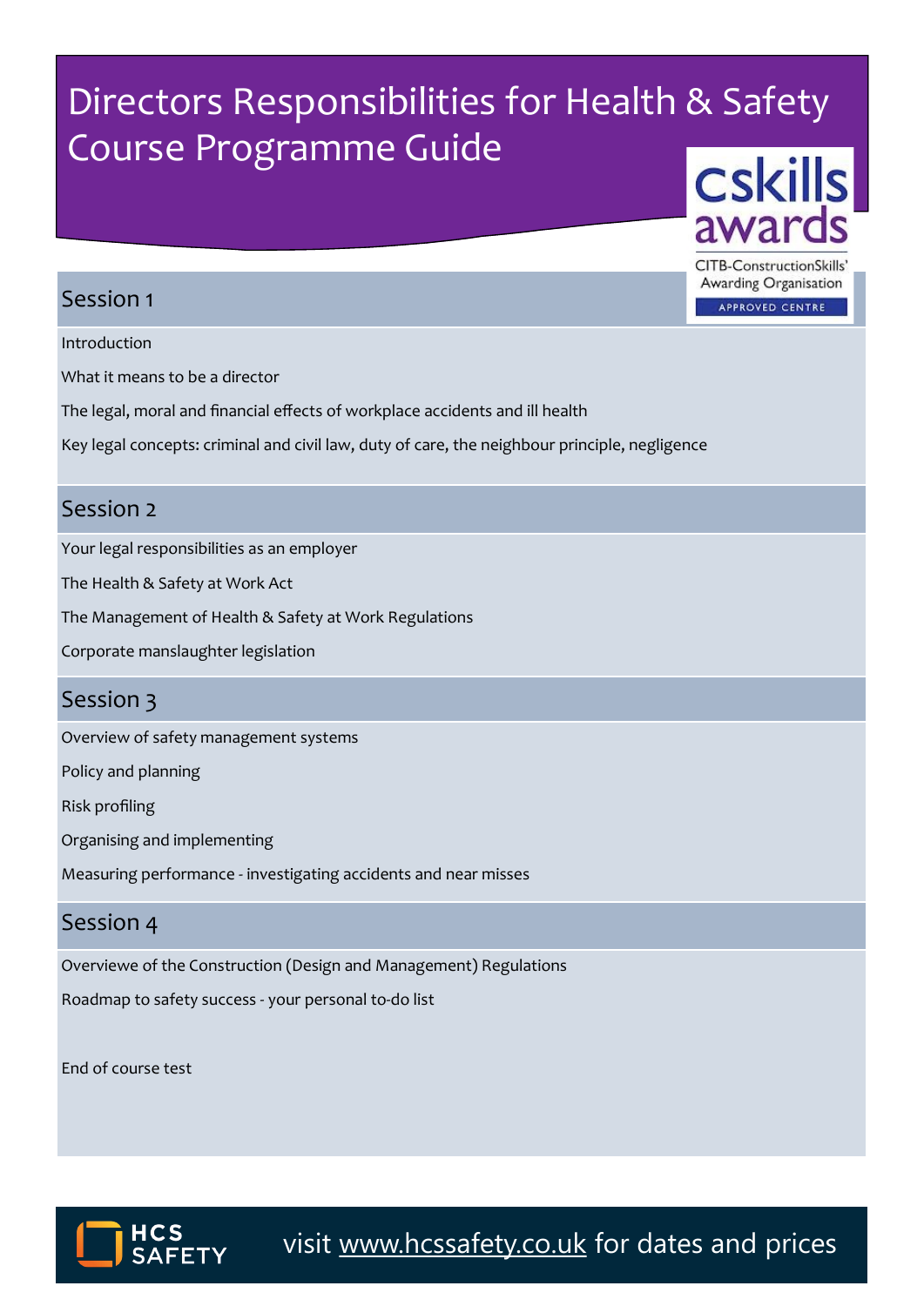# Directors Responsibilities for Health & Safety Course Programme Guide

cskills awards

CITB-ConstructionSkills' Awarding Organisation

APPROVED CENTRE

## Session 1

Introduction

What it means to be a director

The legal, moral and financial effects of workplace accidents and ill health

Key legal concepts: criminal and civil law, duty of care, the neighbour principle, negligence

## Session 2

Your legal responsibilities as an employer

The Health & Safety at Work Act

The Management of Health & Safety at Work Regulations

Corporate manslaughter legislation

## Session 3

Overview of safety management systems

Policy and planning

Risk profiling

Organising and implementing

Measuring performance - investigating accidents and near misses

## Session 4

Overviewe of the Construction (Design and Management) Regulations

Roadmap to safety success - your personal to-do list

End of course test

HCS SAFETY

visit www.hcssafety.co.uk for dates and prices